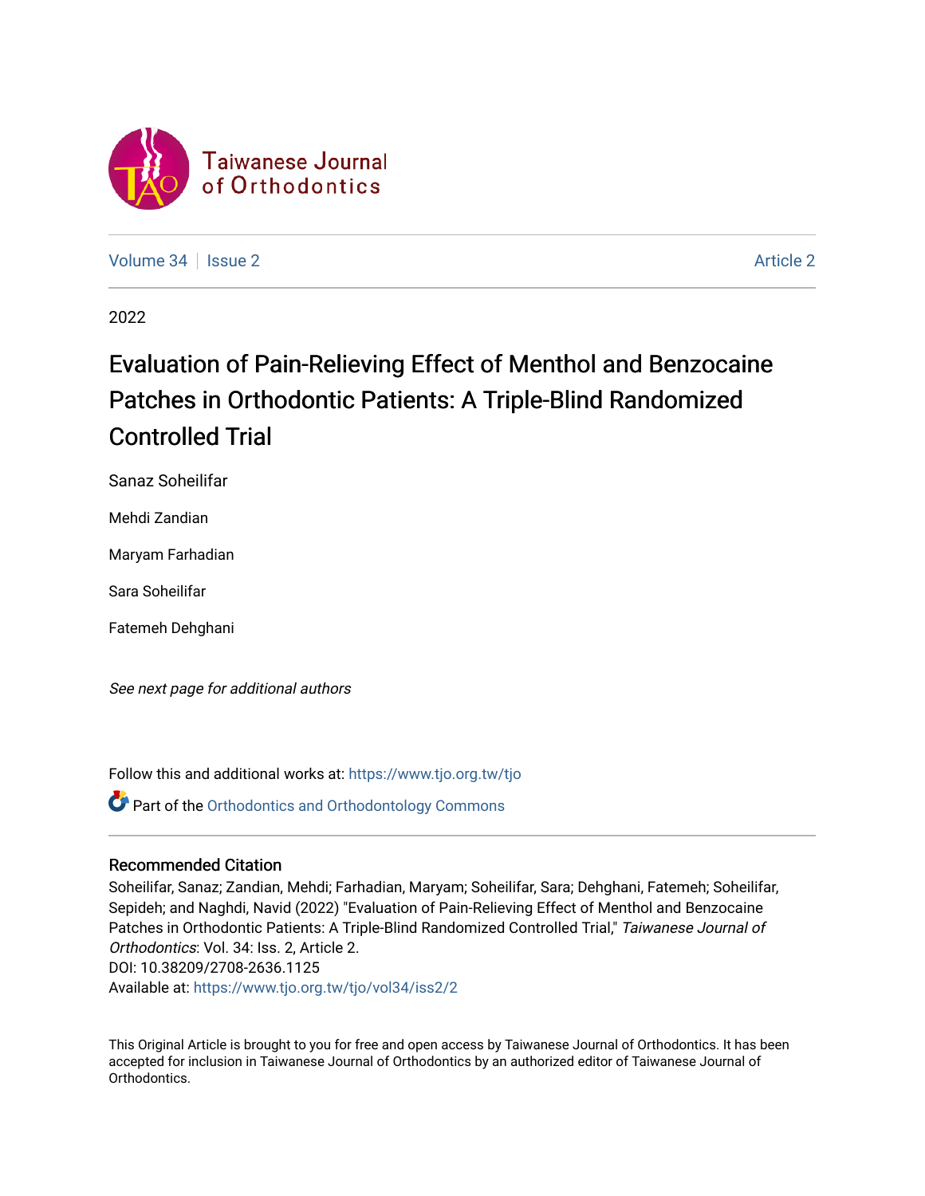Taiwanese Journal of Orthodontics

Volume 34 | Issue 2 | Article 2

2022

# Evaluation of Pain-Relieving Effect of Menthol and Benzocaine Patches in Orthodontic Patients: A Triple-Blind Randomized Controlled Trial

Sanaz Soheilifar

Mehdi Zandian

Maryam Farhadian

Sara Soheilifar

Fatemeh Dehghani

*See next page for additional authors*

Follow this and additional works at: https://www.tjo.org.tw/tjo

Part of the Orthodontics and Orthodontology Commons

## Recommended Citation

Soheilifar, Sanaz; Zandian, Mehdi; Farhadian, Maryam; Soheilifar, Sara; Dehghani, Fatemeh; Soheilifar, Sepideh; and Naghdi, Navid (2022) "Evaluation of Pain-Relieving Effect of Menthol and Benzocaine Patches in Orthodontic Patients: A Triple-Blind Randomized Controlled Trial," *Taiwanese Journal of Orthodontics*: Vol. 34: Iss. 2, Article 2.
DOI: 10.38209/2708-2636.1125
Available at: https://www.tjo.org.tw/tjo/vol34/iss2/2

This Original Article is brought to you for free and open access by Taiwanese Journal of Orthodontics. It has been accepted for inclusion in Taiwanese Journal of Orthodontics by an authorized editor of Taiwanese Journal of Orthodontics.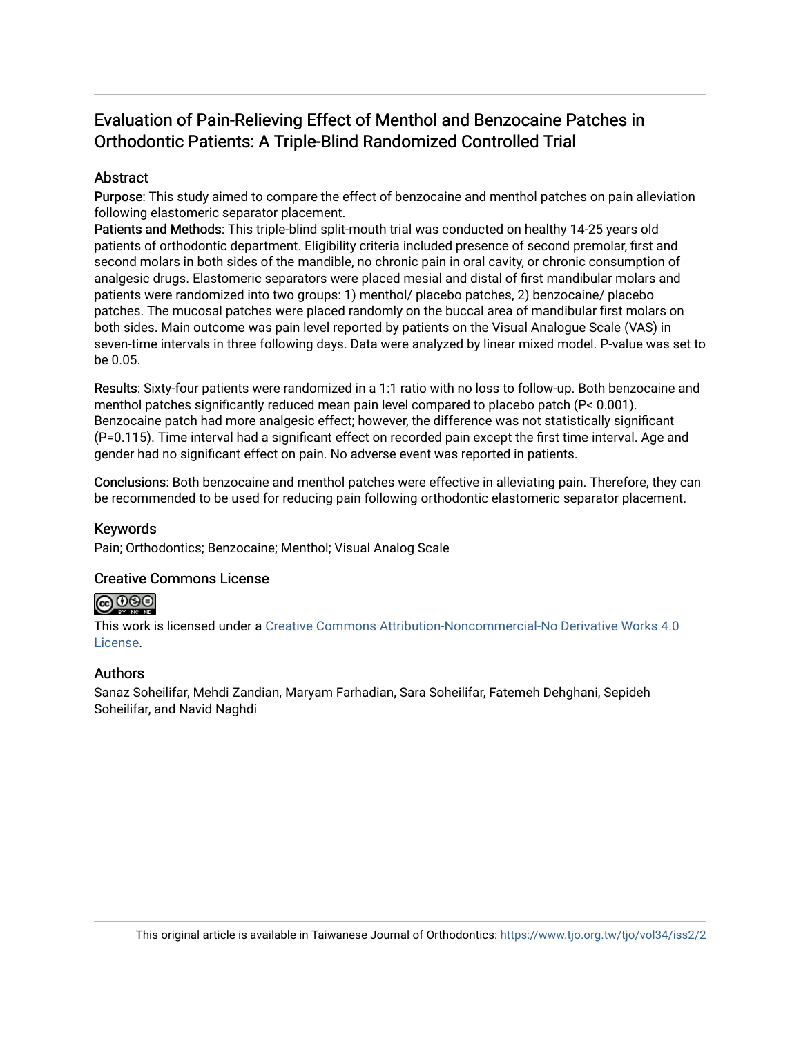# Evaluation of Pain-Relieving Effect of Menthol and Benzocaine Patches in Orthodontic Patients: A Triple-Blind Randomized Controlled Trial

## Abstract

**Purpose**: This study aimed to compare the effect of benzocaine and menthol patches on pain alleviation following elastomeric separator placement.

**Patients and Methods**: This triple-blind split-mouth trial was conducted on healthy 14-25 years old patients of orthodontic department. Eligibility criteria included presence of second premolar, first and second molars in both sides of the mandible, no chronic pain in oral cavity, or chronic consumption of analgesic drugs. Elastomeric separators were placed mesial and distal of first mandibular molars and patients were randomized into two groups: 1) menthol/ placebo patches, 2) benzocaine/ placebo patches. The mucosal patches were placed randomly on the buccal area of mandibular first molars on both sides. Main outcome was pain level reported by patients on the Visual Analogue Scale (VAS) in seven-time intervals in three following days. Data were analyzed by linear mixed model. P-value was set to be 0.05.

**Results**: Sixty-four patients were randomized in a 1:1 ratio with no loss to follow-up. Both benzocaine and menthol patches significantly reduced mean pain level compared to placebo patch (P< 0.001). Benzocaine patch had more analgesic effect; however, the difference was not statistically significant (P=0.115). Time interval had a significant effect on recorded pain except the first time interval. Age and gender had no significant effect on pain. No adverse event was reported in patients.

**Conclusions**: Both benzocaine and menthol patches were effective in alleviating pain. Therefore, they can be recommended to be used for reducing pain following orthodontic elastomeric separator placement.

## Keywords

Pain; Orthodontics; Benzocaine; Menthol; Visual Analog Scale

## Creative Commons License

This work is licensed under a Creative Commons Attribution-Noncommercial-No Derivative Works 4.0 License.

## Authors

Sanaz Soheilifar, Mehdi Zandian, Maryam Farhadian, Sara Soheilifar, Fatemeh Dehghani, Sepideh Soheilifar, and Navid Naghdi

This original article is available in Taiwanese Journal of Orthodontics: https://www.tjo.org.tw/tjo/vol34/iss2/2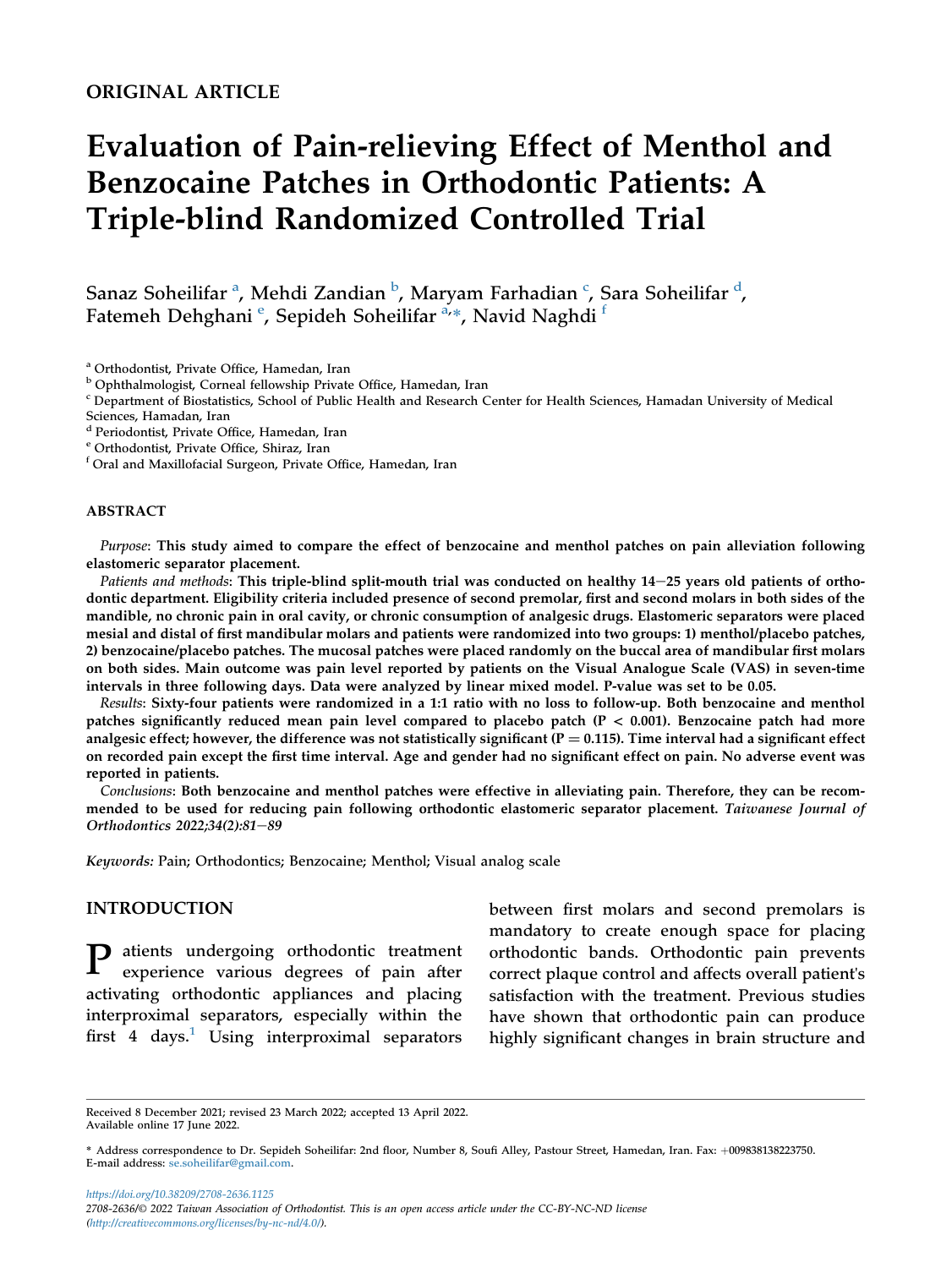ORIGINAL ARTICLE

# Evaluation of Pain-relieving Effect of Menthol and Benzocaine Patches in Orthodontic Patients: A Triple-blind Randomized Controlled Trial

Sanaz Soheilifar [a], Mehdi Zandian [b], Maryam Farhadian [c], Sara Soheilifar [d], Fatemeh Dehghani [e], Sepideh Soheilifar [a,*], Navid Naghdi [f]

[a] Orthodontist, Private Office, Hamedan, Iran

[b] Ophthalmologist, Corneal fellowship Private Office, Hamedan, Iran

[c] Department of Biostatistics, School of Public Health and Research Center for Health Sciences, Hamadan University of Medical Sciences, Hamadan, Iran

[d] Periodontist, Private Office, Hamedan, Iran

[e] Orthodontist, Private Office, Shiraz, Iran

[f] Oral and Maxillofacial Surgeon, Private Office, Hamedan, Iran

## ABSTRACT

*Purpose*: **This study aimed to compare the effect of benzocaine and menthol patches on pain alleviation following elastomeric separator placement.**

*Patients and methods*: **This triple-blind split-mouth trial was conducted on healthy 14–25 years old patients of orthodontic department. Eligibility criteria included presence of second premolar, first and second molars in both sides of the mandible, no chronic pain in oral cavity, or chronic consumption of analgesic drugs. Elastomeric separators were placed mesial and distal of first mandibular molars and patients were randomized into two groups: 1) menthol/placebo patches, 2) benzocaine/placebo patches. The mucosal patches were placed randomly on the buccal area of mandibular first molars on both sides. Main outcome was pain level reported by patients on the Visual Analogue Scale (VAS) in seven-time intervals in three following days. Data were analyzed by linear mixed model. P-value was set to be 0.05.**

*Results*: **Sixty-four patients were randomized in a 1:1 ratio with no loss to follow-up. Both benzocaine and menthol patches significantly reduced mean pain level compared to placebo patch (P < 0.001). Benzocaine patch had more analgesic effect; however, the difference was not statistically significant (P = 0.115). Time interval had a significant effect on recorded pain except the first time interval. Age and gender had no significant effect on pain. No adverse event was reported in patients.**

*Conclusions*: **Both benzocaine and menthol patches were effective in alleviating pain. Therefore, they can be recommended to be used for reducing pain following orthodontic elastomeric separator placement.** *Taiwanese Journal of Orthodontics 2022;34(2):81–89*

*Keywords:* Pain; Orthodontics; Benzocaine; Menthol; Visual analog scale

## INTRODUCTION

Patients undergoing orthodontic treatment experience various degrees of pain after activating orthodontic appliances and placing interproximal separators, especially within the first 4 days.[1] Using interproximal separators between first molars and second premolars is mandatory to create enough space for placing orthodontic bands. Orthodontic pain prevents correct plaque control and affects overall patient's satisfaction with the treatment. Previous studies have shown that orthodontic pain can produce highly significant changes in brain structure and

Received 8 December 2021; revised 23 March 2022; accepted 13 April 2022.
Available online 17 June 2022.

* Address correspondence to Dr. Sepideh Soheilifar: 2nd floor, Number 8, Soufi Alley, Pastour Street, Hamedan, Iran. Fax: +009838138223750.
E-mail address: se.soheilifar@gmail.com.

https://doi.org/10.38209/2708-2636.1125
2708-2636/© 2022 Taiwan Association of Orthodontist. This is an open access article under the CC-BY-NC-ND license (http://creativecommons.org/licenses/by-nc-nd/4.0/).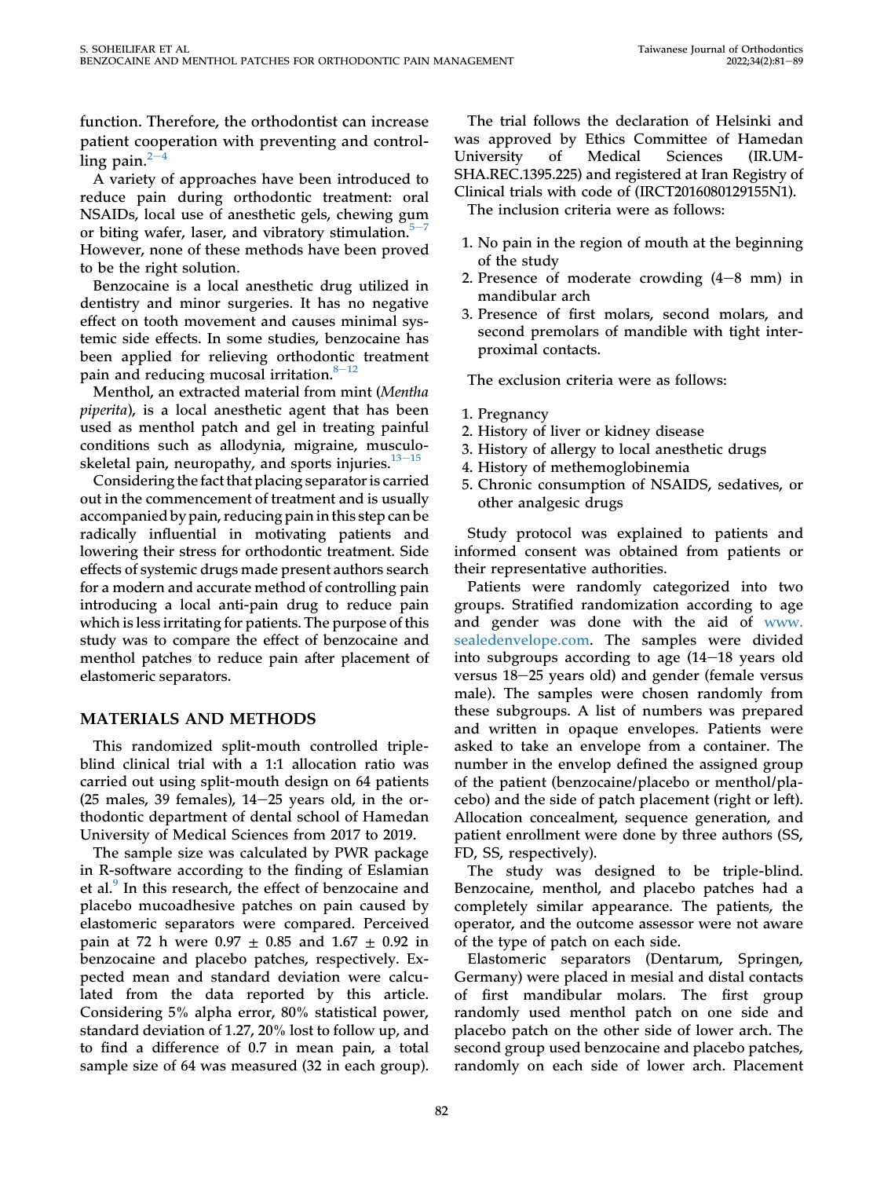function. Therefore, the orthodontist can increase patient cooperation with preventing and controlling pain.[2–4]

A variety of approaches have been introduced to reduce pain during orthodontic treatment: oral NSAIDs, local use of anesthetic gels, chewing gum or biting wafer, laser, and vibratory stimulation.[5–7] However, none of these methods have been proved to be the right solution.

Benzocaine is a local anesthetic drug utilized in dentistry and minor surgeries. It has no negative effect on tooth movement and causes minimal systemic side effects. In some studies, benzocaine has been applied for relieving orthodontic treatment pain and reducing mucosal irritation.[8–12]

Menthol, an extracted material from mint (*Mentha piperita*), is a local anesthetic agent that has been used as menthol patch and gel in treating painful conditions such as allodynia, migraine, musculoskeletal pain, neuropathy, and sports injuries.[13–15]

Considering the fact that placing separator is carried out in the commencement of treatment and is usually accompanied by pain, reducing pain in this step can be radically influential in motivating patients and lowering their stress for orthodontic treatment. Side effects of systemic drugs made present authors search for a modern and accurate method of controlling pain introducing a local anti-pain drug to reduce pain which is less irritating for patients. The purpose of this study was to compare the effect of benzocaine and menthol patches to reduce pain after placement of elastomeric separators.

## MATERIALS AND METHODS

This randomized split-mouth controlled triple-blind clinical trial with a 1:1 allocation ratio was carried out using split-mouth design on 64 patients (25 males, 39 females), 14–25 years old, in the orthodontic department of dental school of Hamedan University of Medical Sciences from 2017 to 2019.

The sample size was calculated by PWR package in R-software according to the finding of Eslamian et al.[9] In this research, the effect of benzocaine and placebo mucoadhesive patches on pain caused by elastomeric separators were compared. Perceived pain at 72 h were 0.97 ± 0.85 and 1.67 ± 0.92 in benzocaine and placebo patches, respectively. Expected mean and standard deviation were calculated from the data reported by this article. Considering 5% alpha error, 80% statistical power, standard deviation of 1.27, 20% lost to follow up, and to find a difference of 0.7 in mean pain, a total sample size of 64 was measured (32 in each group).

The trial follows the declaration of Helsinki and was approved by Ethics Committee of Hamedan University of Medical Sciences (IR.UMSHA.REC.1395.225) and registered at Iran Registry of Clinical trials with code of (IRCT2016080129155N1).

The inclusion criteria were as follows:

1. No pain in the region of mouth at the beginning of the study
2. Presence of moderate crowding (4–8 mm) in mandibular arch
3. Presence of first molars, second molars, and second premolars of mandible with tight interproximal contacts.

The exclusion criteria were as follows:

1. Pregnancy
2. History of liver or kidney disease
3. History of allergy to local anesthetic drugs
4. History of methemoglobinemia
5. Chronic consumption of NSAIDS, sedatives, or other analgesic drugs

Study protocol was explained to patients and informed consent was obtained from patients or their representative authorities.

Patients were randomly categorized into two groups. Stratified randomization according to age and gender was done with the aid of www.sealedenvelope.com. The samples were divided into subgroups according to age (14–18 years old versus 18–25 years old) and gender (female versus male). The samples were chosen randomly from these subgroups. A list of numbers was prepared and written in opaque envelopes. Patients were asked to take an envelope from a container. The number in the envelop defined the assigned group of the patient (benzocaine/placebo or menthol/placebo) and the side of patch placement (right or left). Allocation concealment, sequence generation, and patient enrollment were done by three authors (SS, FD, SS, respectively).

The study was designed to be triple-blind. Benzocaine, menthol, and placebo patches had a completely similar appearance. The patients, the operator, and the outcome assessor were not aware of the type of patch on each side.

Elastomeric separators (Dentarum, Springen, Germany) were placed in mesial and distal contacts of first mandibular molars. The first group randomly used menthol patch on one side and placebo patch on the other side of lower arch. The second group used benzocaine and placebo patches, randomly on each side of lower arch. Placement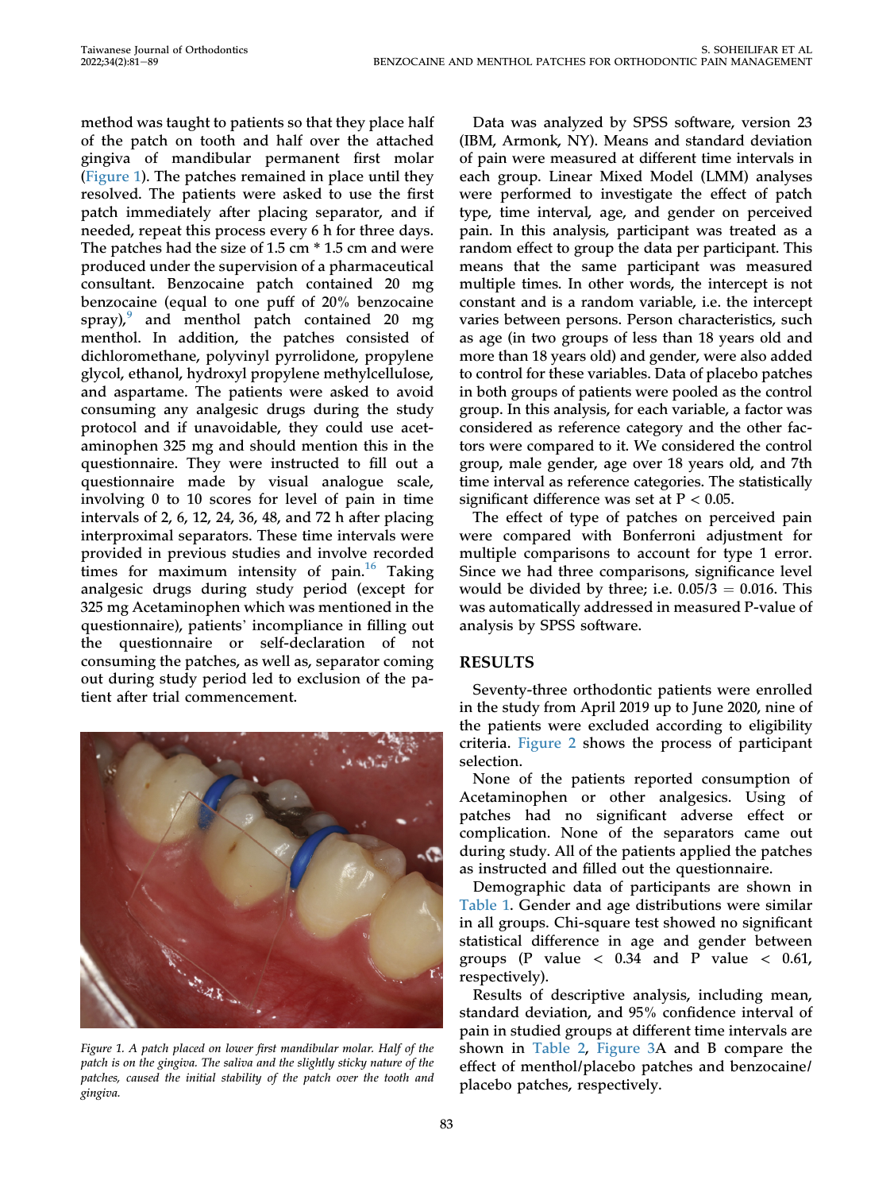method was taught to patients so that they place half of the patch on tooth and half over the attached gingiva of mandibular permanent first molar (Figure 1). The patches remained in place until they resolved. The patients were asked to use the first patch immediately after placing separator, and if needed, repeat this process every 6 h for three days. The patches had the size of 1.5 cm * 1.5 cm and were produced under the supervision of a pharmaceutical consultant. Benzocaine patch contained 20 mg benzocaine (equal to one puff of 20% benzocaine spray),[9] and menthol patch contained 20 mg menthol. In addition, the patches consisted of dichloromethane, polyvinyl pyrrolidone, propylene glycol, ethanol, hydroxyl propylene methylcellulose, and aspartame. The patients were asked to avoid consuming any analgesic drugs during the study protocol and if unavoidable, they could use acetaminophen 325 mg and should mention this in the questionnaire. They were instructed to fill out a questionnaire made by visual analogue scale, involving 0 to 10 scores for level of pain in time intervals of 2, 6, 12, 24, 36, 48, and 72 h after placing interproximal separators. These time intervals were provided in previous studies and involve recorded times for maximum intensity of pain.[16] Taking analgesic drugs during study period (except for 325 mg Acetaminophen which was mentioned in the questionnaire), patients' incompliance in filling out the questionnaire or self-declaration of not consuming the patches, as well as, separator coming out during study period led to exclusion of the patient after trial commencement.

*Figure 1. A patch placed on lower first mandibular molar. Half of the patch is on the gingiva. The saliva and the slightly sticky nature of the patches, caused the initial stability of the patch over the tooth and gingiva.*

Data was analyzed by SPSS software, version 23 (IBM, Armonk, NY). Means and standard deviation of pain were measured at different time intervals in each group. Linear Mixed Model (LMM) analyses were performed to investigate the effect of patch type, time interval, age, and gender on perceived pain. In this analysis, participant was treated as a random effect to group the data per participant. This means that the same participant was measured multiple times. In other words, the intercept is not constant and is a random variable, i.e. the intercept varies between persons. Person characteristics, such as age (in two groups of less than 18 years old and more than 18 years old) and gender, were also added to control for these variables. Data of placebo patches in both groups of patients were pooled as the control group. In this analysis, for each variable, a factor was considered as reference category and the other factors were compared to it. We considered the control group, male gender, age over 18 years old, and 7th time interval as reference categories. The statistically significant difference was set at $P < 0.05$.

The effect of type of patches on perceived pain were compared with Bonferroni adjustment for multiple comparisons to account for type 1 error. Since we had three comparisons, significance level would be divided by three; i.e. $0.05/3 = 0.016$. This was automatically addressed in measured P-value of analysis by SPSS software.

## RESULTS

Seventy-three orthodontic patients were enrolled in the study from April 2019 up to June 2020, nine of the patients were excluded according to eligibility criteria. Figure 2 shows the process of participant selection.

None of the patients reported consumption of Acetaminophen or other analgesics. Using of patches had no significant adverse effect or complication. None of the separators came out during study. All of the patients applied the patches as instructed and filled out the questionnaire.

Demographic data of participants are shown in Table 1. Gender and age distributions were similar in all groups. Chi-square test showed no significant statistical difference in age and gender between groups (P value < 0.34 and P value < 0.61, respectively).

Results of descriptive analysis, including mean, standard deviation, and 95% confidence interval of pain in studied groups at different time intervals are shown in Table 2, Figure 3A and B compare the effect of menthol/placebo patches and benzocaine/placebo patches, respectively.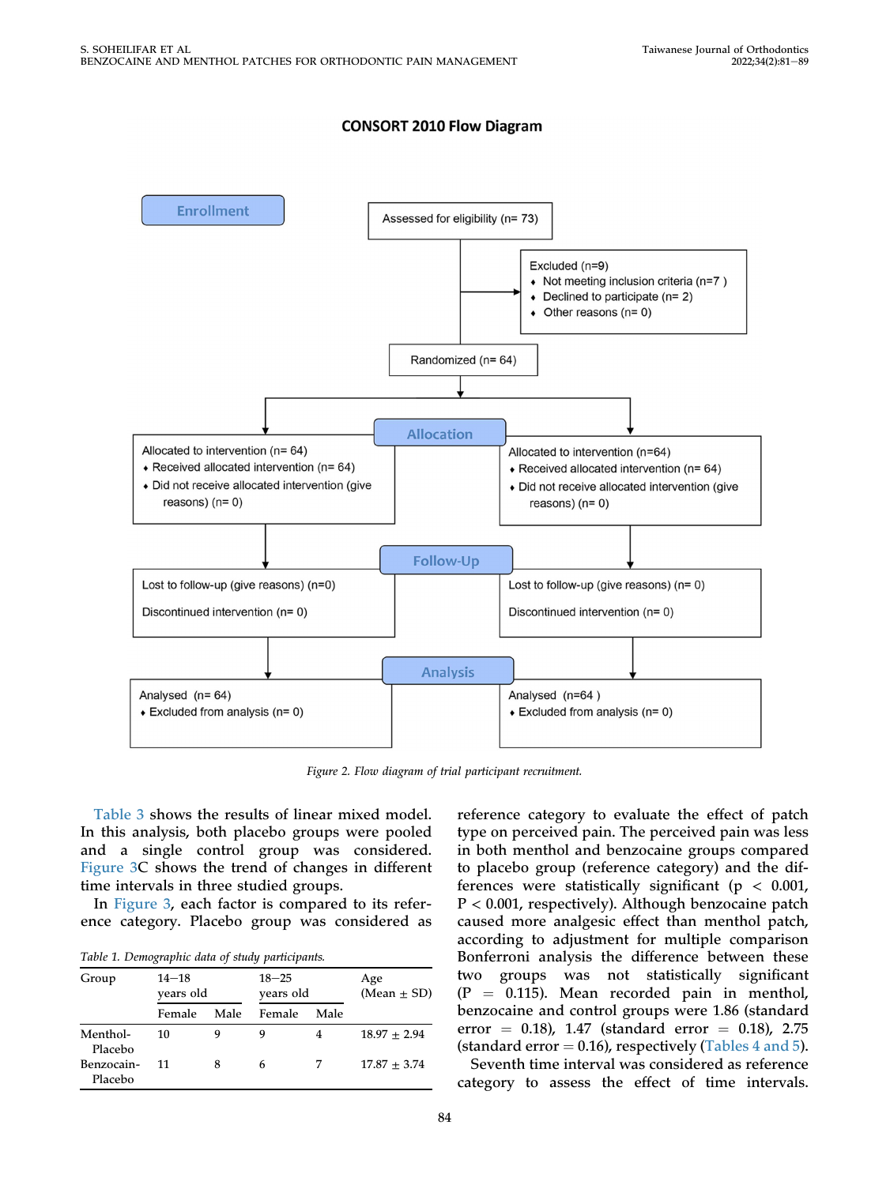## CONSORT 2010 Flow Diagram

**Enrollment**

Assessed for eligibility (n= 73)

Excluded (n=9)
- Not meeting inclusion criteria (n=7 )
- Declined to participate (n= 2)
- Other reasons (n= 0)

Randomized (n= 64)

**Allocation**

Allocated to intervention (n= 64)
- Received allocated intervention (n= 64)
- Did not receive allocated intervention (give reasons) (n= 0)

Allocated to intervention (n=64)
- Received allocated intervention (n= 64)
- Did not receive allocated intervention (give reasons) (n= 0)

**Follow-Up**

Lost to follow-up (give reasons) (n=0)

Discontinued intervention (n= 0)

Lost to follow-up (give reasons) (n= 0)

Discontinued intervention (n= 0)

**Analysis**

Analysed (n= 64)
- Excluded from analysis (n= 0)

Analysed (n=64 )
- Excluded from analysis (n= 0)

*Figure 2. Flow diagram of trial participant recruitment.*

Table 3 shows the results of linear mixed model. In this analysis, both placebo groups were pooled and a single control group was considered. Figure 3C shows the trend of changes in different time intervals in three studied groups.

In Figure 3, each factor is compared to its reference category. Placebo group was considered as reference category to evaluate the effect of patch type on perceived pain. The perceived pain was less in both menthol and benzocaine groups compared to placebo group (reference category) and the differences were statistically significant ($p < 0.001$, $P < 0.001$, respectively). Although benzocaine patch caused more analgesic effect than menthol patch, according to adjustment for multiple comparison Bonferroni analysis the difference between these two groups was not statistically significant ($P = 0.115$). Mean recorded pain in menthol, benzocaine and control groups were 1.86 (standard error = 0.18), 1.47 (standard error = 0.18), 2.75 (standard error = 0.16), respectively (Tables 4 and 5).

Seventh time interval was considered as reference category to assess the effect of time intervals.

*Table 1. Demographic data of study participants.*

| Group | 14–18 years old | | 18–25 years old | | Age (Mean ± SD) |
|---|---|---|---|---|---|
| | Female | Male | Female | Male | |
| Menthol-Placebo | 10 | 9 | 9 | 4 | 18.97 ± 2.94 |
| Benzocain-Placebo | 11 | 8 | 6 | 7 | 17.87 ± 3.74 |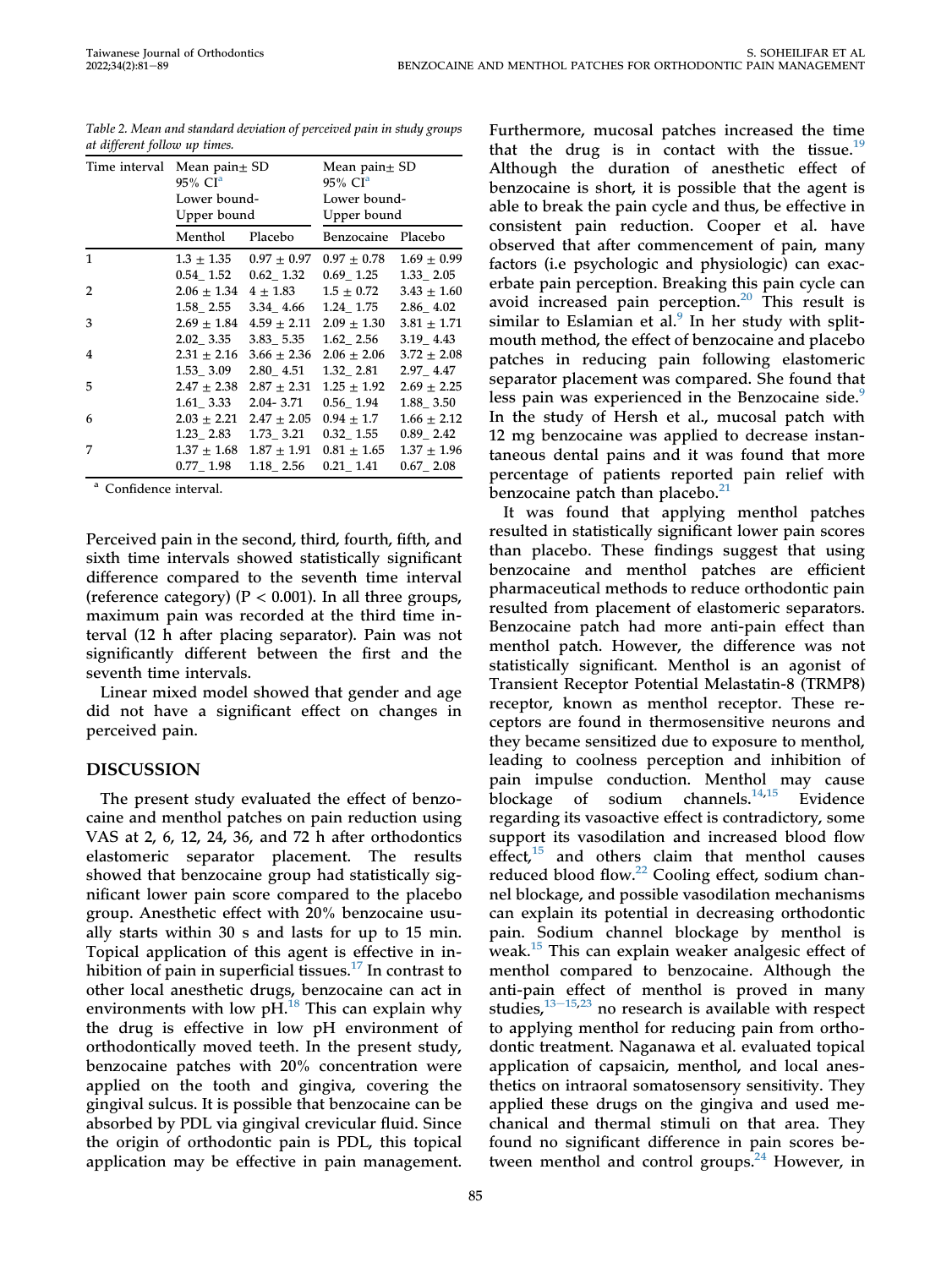Table 2. Mean and standard deviation of perceived pain in study groups at different follow up times.

| Time interval | Mean pain± SD 95% CI[a] Lower bound-Upper bound | | Mean pain± SD 95% CI[a] Lower bound-Upper bound | |
|---|---|---|---|---|
| | Menthol | Placebo | Benzocaine | Placebo |
| 1 | 1.3 ± 1.35<br>0.54_ 1.52 | 0.97 ± 0.97<br>0.62_ 1.32 | 0.97 ± 0.78<br>0.69_ 1.25 | 1.69 ± 0.99<br>1.33_ 2.05 |
| 2 | 2.06 ± 1.34<br>1.58_ 2.55 | 4 ± 1.83<br>3.34_ 4.66 | 1.5 ± 0.72<br>1.24_ 1.75 | 3.43 ± 1.60<br>2.86_ 4.02 |
| 3 | 2.69 ± 1.84<br>2.02_ 3.35 | 4.59 ± 2.11<br>3.83_ 5.35 | 2.09 ± 1.30<br>1.62_ 2.56 | 3.81 ± 1.71<br>3.19_ 4.43 |
| 4 | 2.31 ± 2.16<br>1.53_ 3.09 | 3.66 ± 2.36<br>2.80_ 4.51 | 2.06 ± 2.06<br>1.32_ 2.81 | 3.72 ± 2.08<br>2.97_ 4.47 |
| 5 | 2.47 ± 2.38<br>1.61_ 3.33 | 2.87 ± 2.31<br>2.04- 3.71 | 1.25 ± 1.92<br>0.56_ 1.94 | 2.69 ± 2.25<br>1.88_ 3.50 |
| 6 | 2.03 ± 2.21<br>1.23_ 2.83 | 2.47 ± 2.05<br>1.73_ 3.21 | 0.94 ± 1.7<br>0.32_ 1.55 | 1.66 ± 2.12<br>0.89_ 2.42 |
| 7 | 1.37 ± 1.68<br>0.77_ 1.98 | 1.87 ± 1.91<br>1.18_ 2.56 | 0.81 ± 1.65<br>0.21_ 1.41 | 1.37 ± 1.96<br>0.67_ 2.08 |

[a] Confidence interval.

Perceived pain in the second, third, fourth, fifth, and sixth time intervals showed statistically significant difference compared to the seventh time interval (reference category) ($P < 0.001$). In all three groups, maximum pain was recorded at the third time interval (12 h after placing separator). Pain was not significantly different between the first and the seventh time intervals.

Linear mixed model showed that gender and age did not have a significant effect on changes in perceived pain.

## DISCUSSION

The present study evaluated the effect of benzocaine and menthol patches on pain reduction using VAS at 2, 6, 12, 24, 36, and 72 h after orthodontics elastomeric separator placement. The results showed that benzocaine group had statistically significant lower pain score compared to the placebo group. Anesthetic effect with 20% benzocaine usually starts within 30 s and lasts for up to 15 min. Topical application of this agent is effective in inhibition of pain in superficial tissues.[17] In contrast to other local anesthetic drugs, benzocaine can act in environments with low pH.[18] This can explain why the drug is effective in low pH environment of orthodontically moved teeth. In the present study, benzocaine patches with 20% concentration were applied on the tooth and gingiva, covering the gingival sulcus. It is possible that benzocaine can be absorbed by PDL via gingival crevicular fluid. Since the origin of orthodontic pain is PDL, this topical application may be effective in pain management. Furthermore, mucosal patches increased the time that the drug is in contact with the tissue.[19] Although the duration of anesthetic effect of benzocaine is short, it is possible that the agent is able to break the pain cycle and thus, be effective in consistent pain reduction. Cooper et al. have observed that after commencement of pain, many factors (i.e psychologic and physiologic) can exacerbate pain perception. Breaking this pain cycle can avoid increased pain perception.[20] This result is similar to Eslamian et al.[9] In her study with split-mouth method, the effect of benzocaine and placebo patches in reducing pain following elastomeric separator placement was compared. She found that less pain was experienced in the Benzocaine side.[9] In the study of Hersh et al., mucosal patch with 12 mg benzocaine was applied to decrease instantaneous dental pains and it was found that more percentage of patients reported pain relief with benzocaine patch than placebo.[21]

It was found that applying menthol patches resulted in statistically significant lower pain scores than placebo. These findings suggest that using benzocaine and menthol patches are efficient pharmaceutical methods to reduce orthodontic pain resulted from placement of elastomeric separators. Benzocaine patch had more anti-pain effect than menthol patch. However, the difference was not statistically significant. Menthol is an agonist of Transient Receptor Potential Melastatin-8 (TRMP8) receptor, known as menthol receptor. These receptors are found in thermosensitive neurons and they became sensitized due to exposure to menthol, leading to coolness perception and inhibition of pain impulse conduction. Menthol may cause blockage of sodium channels.[14,15] Evidence regarding its vasoactive effect is contradictory, some support its vasodilation and increased blood flow effect,[15] and others claim that menthol causes reduced blood flow.[22] Cooling effect, sodium channel blockage, and possible vasodilation mechanisms can explain its potential in decreasing orthodontic pain. Sodium channel blockage by menthol is weak.[15] This can explain weaker analgesic effect of menthol compared to benzocaine. Although the anti-pain effect of menthol is proved in many studies,[13–15,23] no research is available with respect to applying menthol for reducing pain from orthodontic treatment. Naganawa et al. evaluated topical application of capsaicin, menthol, and local anesthetics on intraoral somatosensory sensitivity. They applied these drugs on the gingiva and used mechanical and thermal stimuli on that area. They found no significant difference in pain scores between menthol and control groups.[24] However, in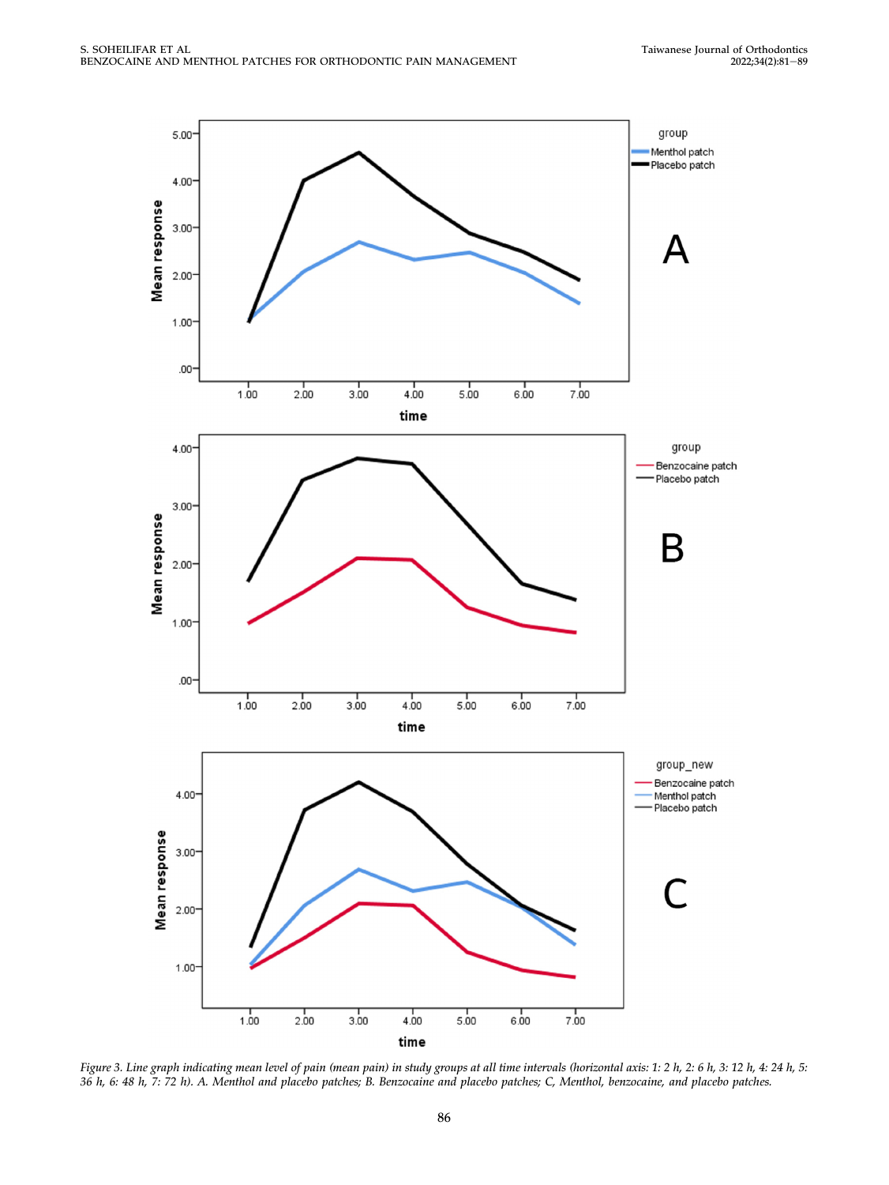Figure 3. Line graph indicating mean level of pain (mean pain) in study groups at all time intervals (horizontal axis: 1: 2 h, 2: 6 h, 3: 12 h, 4: 24 h, 5: 36 h, 6: 48 h, 7: 72 h). A. Menthol and placebo patches; B. Benzocaine and placebo patches; C, Menthol, benzocaine, and placebo patches.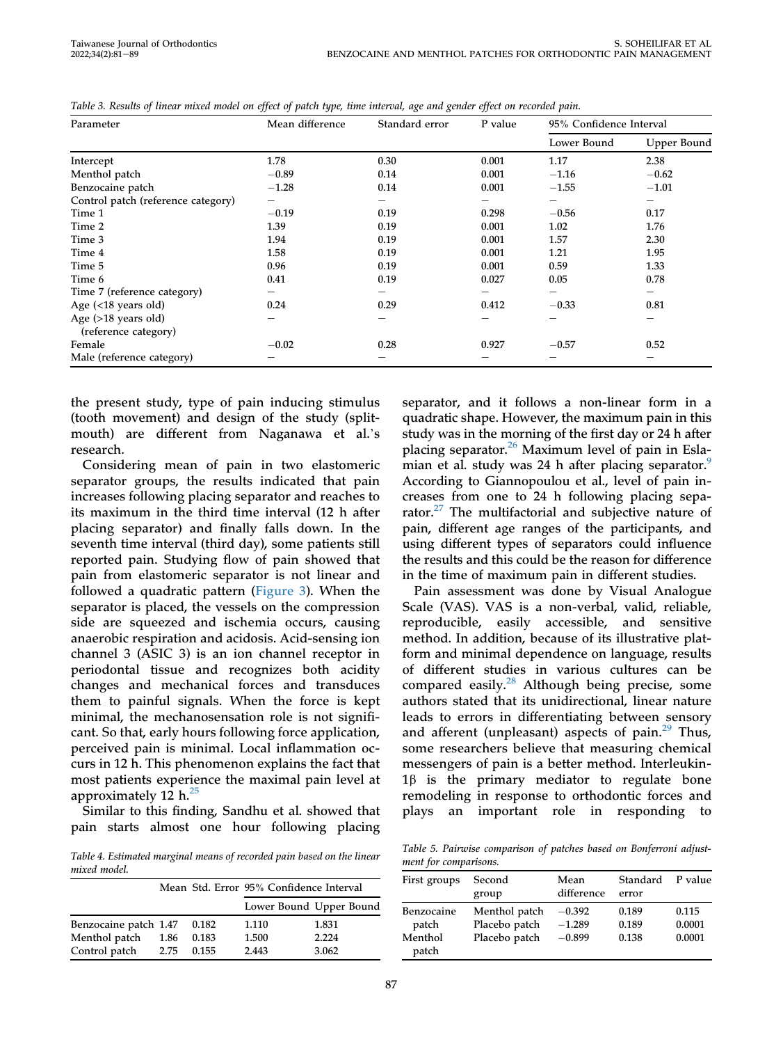Table 3. Results of linear mixed model on effect of patch type, time interval, age and gender effect on recorded pain.

| Parameter | Mean difference | Standard error | P value | 95% Confidence Interval | |
|---|---|---|---|---|---|
| | | | | Lower Bound | Upper Bound |
| Intercept | 1.78 | 0.30 | 0.001 | 1.17 | 2.38 |
| Menthol patch | −0.89 | 0.14 | 0.001 | −1.16 | −0.62 |
| Benzocaine patch | −1.28 | 0.14 | 0.001 | −1.55 | −1.01 |
| Control patch (reference category) | – | – | – | – | – |
| Time 1 | −0.19 | 0.19 | 0.298 | −0.56 | 0.17 |
| Time 2 | 1.39 | 0.19 | 0.001 | 1.02 | 1.76 |
| Time 3 | 1.94 | 0.19 | 0.001 | 1.57 | 2.30 |
| Time 4 | 1.58 | 0.19 | 0.001 | 1.21 | 1.95 |
| Time 5 | 0.96 | 0.19 | 0.001 | 0.59 | 1.33 |
| Time 6 | 0.41 | 0.19 | 0.027 | 0.05 | 0.78 |
| Time 7 (reference category) | – | – | – | – | – |
| Age (<18 years old) | 0.24 | 0.29 | 0.412 | −0.33 | 0.81 |
| Age (>18 years old) (reference category) | – | – | – | – | – |
| Female | −0.02 | 0.28 | 0.927 | −0.57 | 0.52 |
| Male (reference category) | – | – | – | – | – |

the present study, type of pain inducing stimulus (tooth movement) and design of the study (split-mouth) are different from Naganawa et al.'s research.

Considering mean of pain in two elastomeric separator groups, the results indicated that pain increases following placing separator and reaches to its maximum in the third time interval (12 h after placing separator) and finally falls down. In the seventh time interval (third day), some patients still reported pain. Studying flow of pain showed that pain from elastomeric separator is not linear and followed a quadratic pattern (Figure 3). When the separator is placed, the vessels on the compression side are squeezed and ischemia occurs, causing anaerobic respiration and acidosis. Acid-sensing ion channel 3 (ASIC 3) is an ion channel receptor in periodontal tissue and recognizes both acidity changes and mechanical forces and transduces them to painful signals. When the force is kept minimal, the mechanosensation role is not significant. So that, early hours following force application, perceived pain is minimal. Local inflammation occurs in 12 h. This phenomenon explains the fact that most patients experience the maximal pain level at approximately 12 h.[25]

Similar to this finding, Sandhu et al. showed that pain starts almost one hour following placing separator, and it follows a non-linear form in a quadratic shape. However, the maximum pain in this study was in the morning of the first day or 24 h after placing separator.[26] Maximum level of pain in Eslamian et al. study was 24 h after placing separator.[9] According to Giannopoulou et al., level of pain increases from one to 24 h following placing separator.[27] The multifactorial and subjective nature of pain, different age ranges of the participants, and using different types of separators could influence the results and this could be the reason for difference in the time of maximum pain in different studies.

Pain assessment was done by Visual Analogue Scale (VAS). VAS is a non-verbal, valid, reliable, reproducible, easily accessible, and sensitive method. In addition, because of its illustrative platform and minimal dependence on language, results of different studies in various cultures can be compared easily.[28] Although being precise, some authors stated that its unidirectional, linear nature leads to errors in differentiating between sensory and afferent (unpleasant) aspects of pain.[29] Thus, some researchers believe that measuring chemical messengers of pain is a better method. Interleukin-1β is the primary mediator to regulate bone remodeling in response to orthodontic forces and plays an important role in responding to

Table 4. Estimated marginal means of recorded pain based on the linear mixed model.

| | Mean | Std. Error | 95% Confidence Interval | |
|---|---|---|---|---|
| | | | Lower Bound | Upper Bound |
| Benzocaine patch | 1.47 | 0.182 | 1.110 | 1.831 |
| Menthol patch | 1.86 | 0.183 | 1.500 | 2.224 |
| Control patch | 2.75 | 0.155 | 2.443 | 3.062 |

Table 5. Pairwise comparison of patches based on Bonferroni adjustment for comparisons.

| First groups | Second group | Mean difference | Standard error | P value |
|---|---|---|---|---|
| Benzocaine patch | Menthol patch | −0.392 | 0.189 | 0.115 |
| | Placebo patch | −1.289 | 0.189 | 0.0001 |
| Menthol patch | Placebo patch | −0.899 | 0.138 | 0.0001 |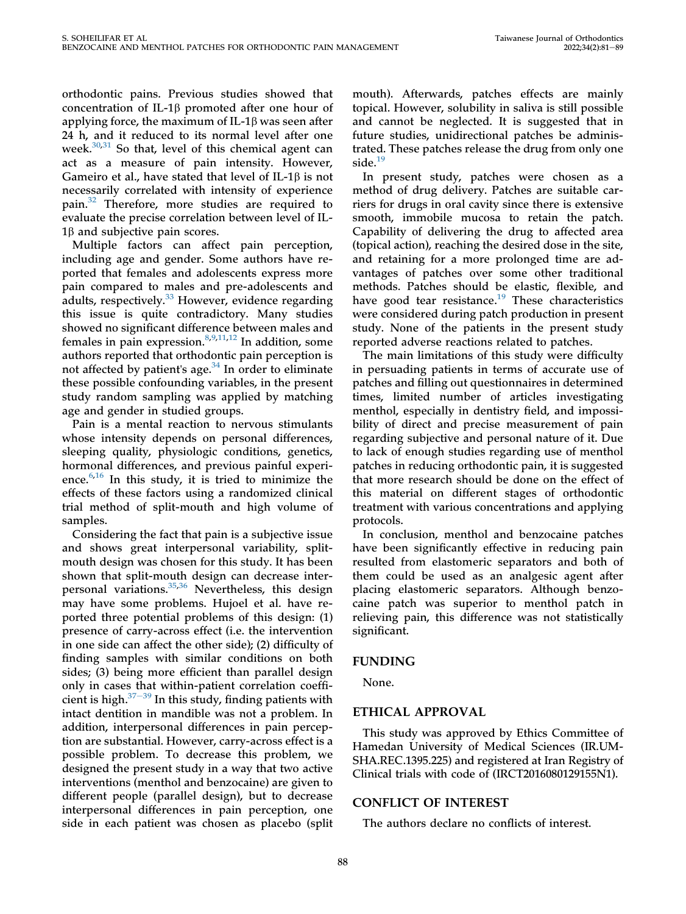orthodontic pains. Previous studies showed that concentration of IL-1β promoted after one hour of applying force, the maximum of IL-1β was seen after 24 h, and it reduced to its normal level after one week.[30,31] So that, level of this chemical agent can act as a measure of pain intensity. However, Gameiro et al., have stated that level of IL-1β is not necessarily correlated with intensity of experience pain.[32] Therefore, more studies are required to evaluate the precise correlation between level of IL-1β and subjective pain scores.

Multiple factors can affect pain perception, including age and gender. Some authors have reported that females and adolescents express more pain compared to males and pre-adolescents and adults, respectively.[33] However, evidence regarding this issue is quite contradictory. Many studies showed no significant difference between males and females in pain expression.[8,9,11,12] In addition, some authors reported that orthodontic pain perception is not affected by patient's age.[34] In order to eliminate these possible confounding variables, in the present study random sampling was applied by matching age and gender in studied groups.

Pain is a mental reaction to nervous stimulants whose intensity depends on personal differences, sleeping quality, physiologic conditions, genetics, hormonal differences, and previous painful experience.[6,16] In this study, it is tried to minimize the effects of these factors using a randomized clinical trial method of split-mouth and high volume of samples.

Considering the fact that pain is a subjective issue and shows great interpersonal variability, split-mouth design was chosen for this study. It has been shown that split-mouth design can decrease interpersonal variations.[35,36] Nevertheless, this design may have some problems. Hujoel et al. have reported three potential problems of this design: (1) presence of carry-across effect (i.e. the intervention in one side can affect the other side); (2) difficulty of finding samples with similar conditions on both sides; (3) being more efficient than parallel design only in cases that within-patient correlation coefficient is high.[37−39] In this study, finding patients with intact dentition in mandible was not a problem. In addition, interpersonal differences in pain perception are substantial. However, carry-across effect is a possible problem. To decrease this problem, we designed the present study in a way that two active interventions (menthol and benzocaine) are given to different people (parallel design), but to decrease interpersonal differences in pain perception, one side in each patient was chosen as placebo (split mouth). Afterwards, patches effects are mainly topical. However, solubility in saliva is still possible and cannot be neglected. It is suggested that in future studies, unidirectional patches be administrated. These patches release the drug from only one side.[19]

In present study, patches were chosen as a method of drug delivery. Patches are suitable carriers for drugs in oral cavity since there is extensive smooth, immobile mucosa to retain the patch. Capability of delivering the drug to affected area (topical action), reaching the desired dose in the site, and retaining for a more prolonged time are advantages of patches over some other traditional methods. Patches should be elastic, flexible, and have good tear resistance.[19] These characteristics were considered during patch production in present study. None of the patients in the present study reported adverse reactions related to patches.

The main limitations of this study were difficulty in persuading patients in terms of accurate use of patches and filling out questionnaires in determined times, limited number of articles investigating menthol, especially in dentistry field, and impossibility of direct and precise measurement of pain regarding subjective and personal nature of it. Due to lack of enough studies regarding use of menthol patches in reducing orthodontic pain, it is suggested that more research should be done on the effect of this material on different stages of orthodontic treatment with various concentrations and applying protocols.

In conclusion, menthol and benzocaine patches have been significantly effective in reducing pain resulted from elastomeric separators and both of them could be used as an analgesic agent after placing elastomeric separators. Although benzocaine patch was superior to menthol patch in relieving pain, this difference was not statistically significant.

## FUNDING

None.

## ETHICAL APPROVAL

This study was approved by Ethics Committee of Hamedan University of Medical Sciences (IR.UMSHA.REC.1395.225) and registered at Iran Registry of Clinical trials with code of (IRCT2016080129155N1).

## CONFLICT OF INTEREST

The authors declare no conflicts of interest.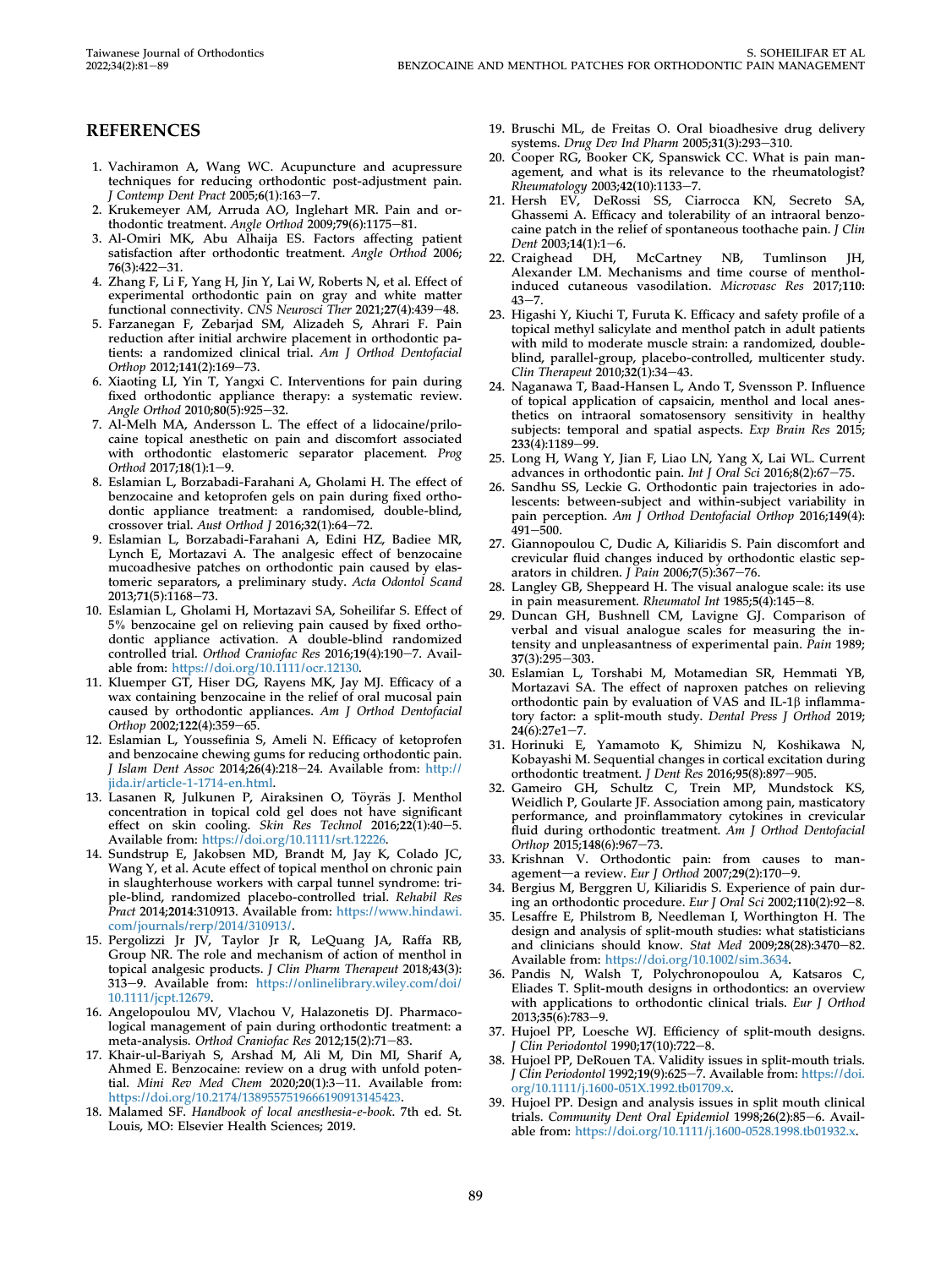## REFERENCES

1. Vachiramon A, Wang WC. Acupuncture and acupressure techniques for reducing orthodontic post-adjustment pain. *J Contemp Dent Pract* 2005;**6**(1):163–7.
2. Krukemeyer AM, Arruda AO, Inglehart MR. Pain and orthodontic treatment. *Angle Orthod* 2009;**79**(6):1175–81.
3. Al-Omiri MK, Abu Alhaija ES. Factors affecting patient satisfaction after orthodontic treatment. *Angle Orthod* 2006; **76**(3):422–31.
4. Zhang F, Li F, Yang H, Jin Y, Lai W, Roberts N, et al. Effect of experimental orthodontic pain on gray and white matter functional connectivity. *CNS Neurosci Ther* 2021;**27**(4):439–48.
5. Farzanegan F, Zebarjad SM, Alizadeh S, Ahrari F. Pain reduction after initial archwire placement in orthodontic patients: a randomized clinical trial. *Am J Orthod Dentofacial Orthop* 2012;**141**(2):169–73.
6. Xiaoting LI, Yin T, Yangxi C. Interventions for pain during fixed orthodontic appliance therapy: a systematic review. *Angle Orthod* 2010;**80**(5):925–32.
7. Al-Melh MA, Andersson L. The effect of a lidocaine/prilocaine topical anesthetic on pain and discomfort associated with orthodontic elastomeric separator placement. *Prog Orthod* 2017;**18**(1):1–9.
8. Eslamian L, Borzabadi-Farahani A, Gholami H. The effect of benzocaine and ketoprofen gels on pain during fixed orthodontic appliance treatment: a randomised, double-blind, crossover trial. *Aust Orthod J* 2016;**32**(1):64–72.
9. Eslamian L, Borzabadi-Farahani A, Edini HZ, Badiee MR, Lynch E, Mortazavi A. The analgesic effect of benzocaine mucoadhesive patches on orthodontic pain caused by elastomeric separators, a preliminary study. *Acta Odontol Scand* 2013;**71**(5):1168–73.
10. Eslamian L, Gholami H, Mortazavi SA, Soheilifar S. Effect of 5% benzocaine gel on relieving pain caused by fixed orthodontic appliance activation. A double-blind randomized controlled trial. *Orthod Craniofac Res* 2016;**19**(4):190–7. Available from: https://doi.org/10.1111/ocr.12130.
11. Kluemper GT, Hiser DG, Rayens MK, Jay MJ. Efficacy of a wax containing benzocaine in the relief of oral mucosal pain caused by orthodontic appliances. *Am J Orthod Dentofacial Orthop* 2002;**122**(4):359–65.
12. Eslamian L, Youssefinia S, Ameli N. Efficacy of ketoprofen and benzocaine chewing gums for reducing orthodontic pain. *J Islam Dent Assoc* 2014;**26**(4):218–24. Available from: http://jida.ir/article-1-1714-en.html.
13. Lasanen R, Julkunen P, Airaksinen O, Töyräs J. Menthol concentration in topical cold gel does not have significant effect on skin cooling. *Skin Res Technol* 2016;**22**(1):40–5. Available from: https://doi.org/10.1111/srt.12226.
14. Sundstrup E, Jakobsen MD, Brandt M, Jay K, Colado JC, Wang Y, et al. Acute effect of topical menthol on chronic pain in slaughterhouse workers with carpal tunnel syndrome: triple-blind, randomized placebo-controlled trial. *Rehabil Res Pract* 2014;**2014**:310913. Available from: https://www.hindawi.com/journals/rerp/2014/310913/.
15. Pergolizzi Jr JV, Taylor Jr R, LeQuang JA, Raffa RB, Group NR. The role and mechanism of action of menthol in topical analgesic products. *J Clin Pharm Therapeut* 2018;**43**(3): 313–9. Available from: https://onlinelibrary.wiley.com/doi/10.1111/jcpt.12679.
16. Angelopoulou MV, Vlachou V, Halazonetis DJ. Pharmacological management of pain during orthodontic treatment: a meta-analysis. *Orthod Craniofac Res* 2012;**15**(2):71–83.
17. Khair-ul-Bariyah S, Arshad M, Ali M, Din MI, Sharif A, Ahmed E. Benzocaine: review on a drug with unfold potential. *Mini Rev Med Chem* 2020;**20**(1):3–11. Available from: https://doi.org/10.2174/1389557519666190913145423.
18. Malamed SF. *Handbook of local anesthesia-e-book*. 7th ed. St. Louis, MO: Elsevier Health Sciences; 2019.
19. Bruschi ML, de Freitas O. Oral bioadhesive drug delivery systems. *Drug Dev Ind Pharm* 2005;**31**(3):293–310.
20. Cooper RG, Booker CK, Spanswick CC. What is pain management, and what is its relevance to the rheumatologist? *Rheumatology* 2003;**42**(10):1133–7.
21. Hersh EV, DeRossi SS, Ciarrocca KN, Secreto SA, Ghassemi A. Efficacy and tolerability of an intraoral benzocaine patch in the relief of spontaneous toothache pain. *J Clin Dent* 2003;**14**(1):1–6.
22. Craighead DH, McCartney NB, Tumlinson JH, Alexander LM. Mechanisms and time course of menthol-induced cutaneous vasodilation. *Microvasc Res* 2017;**110**: 43–7.
23. Higashi Y, Kiuchi T, Furuta K. Efficacy and safety profile of a topical methyl salicylate and menthol patch in adult patients with mild to moderate muscle strain: a randomized, double-blind, parallel-group, placebo-controlled, multicenter study. *Clin Therapeut* 2010;**32**(1):34–43.
24. Naganawa T, Baad-Hansen L, Ando T, Svensson P. Influence of topical application of capsaicin, menthol and local anesthetics on intraoral somatosensory sensitivity in healthy subjects: temporal and spatial aspects. *Exp Brain Res* 2015; **233**(4):1189–99.
25. Long H, Wang Y, Jian F, Liao LN, Yang X, Lai WL. Current advances in orthodontic pain. *Int J Oral Sci* 2016;**8**(2):67–75.
26. Sandhu SS, Leckie G. Orthodontic pain trajectories in adolescents: between-subject and within-subject variability in pain perception. *Am J Orthod Dentofacial Orthop* 2016;**149**(4): 491–500.
27. Giannopoulou C, Dudic A, Kiliaridis S. Pain discomfort and crevicular fluid changes induced by orthodontic elastic separators in children. *J Pain* 2006;**7**(5):367–76.
28. Langley GB, Sheppeard H. The visual analogue scale: its use in pain measurement. *Rheumatol Int* 1985;**5**(4):145–8.
29. Duncan GH, Bushnell CM, Lavigne GJ. Comparison of verbal and visual analogue scales for measuring the intensity and unpleasantness of experimental pain. *Pain* 1989; **37**(3):295–303.
30. Eslamian L, Torshabi M, Motamedian SR, Hemmati YB, Mortazavi SA. The effect of naproxen patches on relieving orthodontic pain by evaluation of VAS and IL-1β inflammatory factor: a split-mouth study. *Dental Press J Orthod* 2019; **24**(6):27e1–7.
31. Horinuki E, Yamamoto K, Shimizu N, Koshikawa N, Kobayashi M. Sequential changes in cortical excitation during orthodontic treatment. *J Dent Res* 2016;**95**(8):897–905.
32. Gameiro GH, Schultz C, Trein MP, Mundstock KS, Weidlich P, Goularte JF. Association among pain, masticatory performance, and proinflammatory cytokines in crevicular fluid during orthodontic treatment. *Am J Orthod Dentofacial Orthop* 2015;**148**(6):967–73.
33. Krishnan V. Orthodontic pain: from causes to management—a review. *Eur J Orthod* 2007;**29**(2):170–9.
34. Bergius M, Berggren U, Kiliaridis S. Experience of pain during an orthodontic procedure. *Eur J Oral Sci* 2002;**110**(2):92–8.
35. Lesaffre E, Philstrom B, Needleman I, Worthington H. The design and analysis of split-mouth studies: what statisticians and clinicians should know. *Stat Med* 2009;**28**(28):3470–82. Available from: https://doi.org/10.1002/sim.3634.
36. Pandis N, Walsh T, Polychronopoulou A, Katsaros C, Eliades T. Split-mouth designs in orthodontics: an overview with applications to orthodontic clinical trials. *Eur J Orthod* 2013;**35**(6):783–9.
37. Hujoel PP, Loesche WJ. Efficiency of split-mouth designs. *J Clin Periodontol* 1990;**17**(10):722–8.
38. Hujoel PP, DeRouen TA. Validity issues in split-mouth trials. *J Clin Periodontol* 1992;**19**(9):625–7. Available from: https://doi.org/10.1111/j.1600-051X.1992.tb01709.x.
39. Hujoel PP. Design and analysis issues in split mouth clinical trials. *Community Dent Oral Epidemiol* 1998;**26**(2):85–6. Available from: https://doi.org/10.1111/j.1600-0528.1998.tb01932.x.